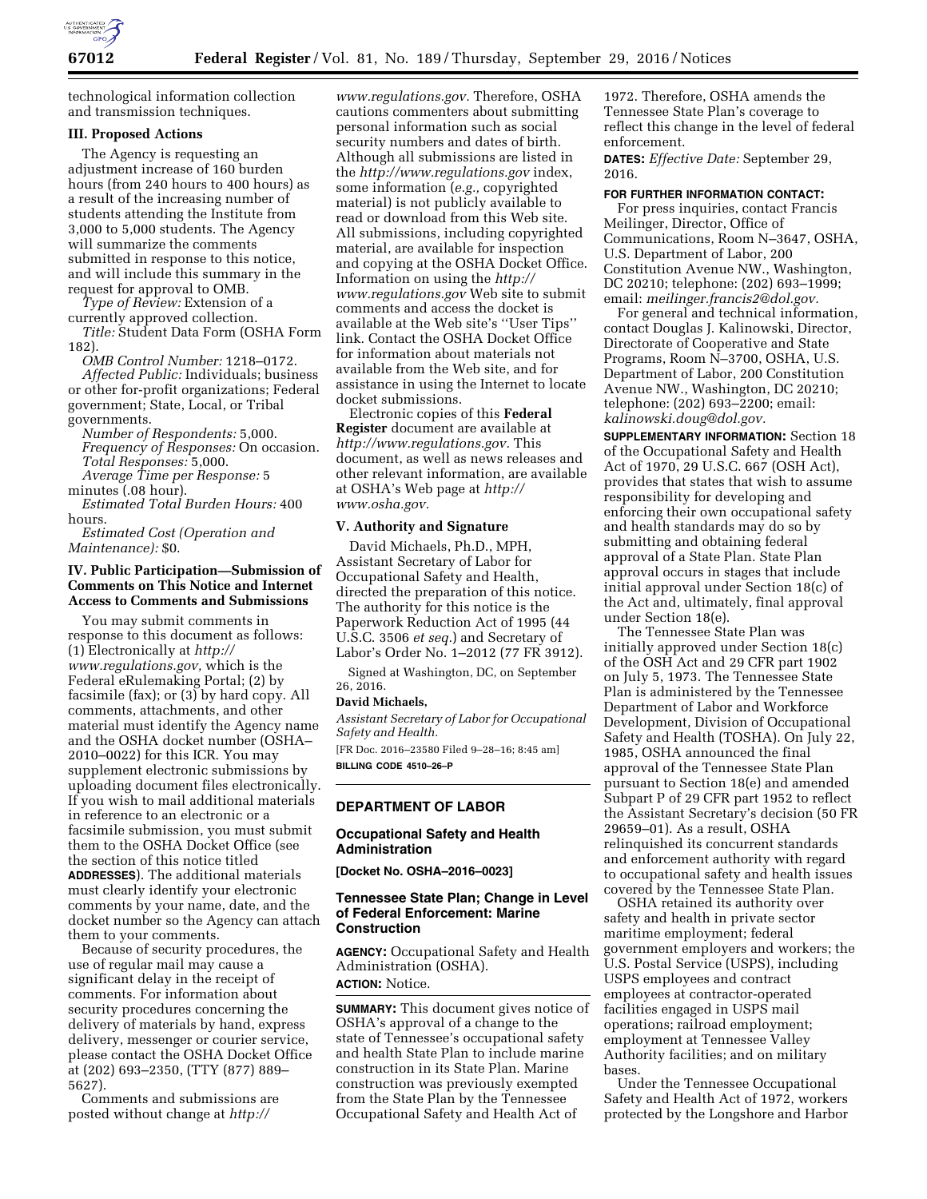technological information collection and transmission techniques.

### III. Proposed Actions

The Agency is requesting an adjustment increase of 160 burden hours (from 240 hours to 400 hours) as a result of the increasing number of students attending the Institute from 3,000 to 5,000 students. The Agency will summarize the comments submitted in response to this notice, and will include this summary in the request for approval to OMB.

*Type of Review:* Extension of a currently approved collection.

*Title:* Student Data Form (OSHA Form 182).

*OMB Control Number:* 1218–0172.

*Affected Public:* Individuals; business or other for-profit organizations; Federal government; State, Local, or Tribal governments.

*Number of Respondents:* 5,000.

*Frequency of Responses:* On occasion.

*Total Responses:* 5,000.

*Average Time per Response:* 5 minutes (.08 hour).

*Estimated Total Burden Hours:* 400 hours.

*Estimated Cost (Operation and Maintenance):* $0.

### IV. Public Participation—Submission of Comments on This Notice and Internet Access to Comments and Submissions

You may submit comments in response to this document as follows: (1) Electronically at *http://www.regulations.gov,* which is the Federal eRulemaking Portal; (2) by facsimile (fax); or (3) by hard copy. All comments, attachments, and other material must identify the Agency name and the OSHA docket number (OSHA–2010–0022) for this ICR. You may supplement electronic submissions by uploading document files electronically. If you wish to mail additional materials in reference to an electronic or a facsimile submission, you must submit them to the OSHA Docket Office (see the section of this notice titled **ADDRESSES**). The additional materials must clearly identify your electronic comments by your name, date, and the docket number so the Agency can attach them to your comments.

Because of security procedures, the use of regular mail may cause a significant delay in the receipt of comments. For information about security procedures concerning the delivery of materials by hand, express delivery, messenger or courier service, please contact the OSHA Docket Office at (202) 693–2350, (TTY (877) 889–5627).

Comments and submissions are posted without change at *http://www.regulations.gov.* Therefore, OSHA cautions commenters about submitting personal information such as social security numbers and dates of birth. Although all submissions are listed in the *http://www.regulations.gov* index, some information (*e.g.,* copyrighted material) is not publicly available to read or download from this Web site. All submissions, including copyrighted material, are available for inspection and copying at the OSHA Docket Office. Information on using the *http://www.regulations.gov* Web site to submit comments and access the docket is available at the Web site's ''User Tips'' link. Contact the OSHA Docket Office for information about materials not available from the Web site, and for assistance in using the Internet to locate docket submissions.

Electronic copies of this **Federal Register** document are available at *http://www.regulations.gov.* This document, as well as news releases and other relevant information, are available at OSHA's Web page at *http://www.osha.gov.*

### V. Authority and Signature

David Michaels, Ph.D., MPH, Assistant Secretary of Labor for Occupational Safety and Health, directed the preparation of this notice. The authority for this notice is the Paperwork Reduction Act of 1995 (44 U.S.C. 3506 *et seq.*) and Secretary of Labor's Order No. 1–2012 (77 FR 3912).

Signed at Washington, DC, on September 26, 2016.

**David Michaels,**

*Assistant Secretary of Labor for Occupational Safety and Health.*

[FR Doc. 2016–23580 Filed 9–28–16; 8:45 am]

**BILLING CODE 4510–26–P**

---

## DEPARTMENT OF LABOR

### Occupational Safety and Health Administration

**[Docket No. OSHA–2016–0023]**

### Tennessee State Plan; Change in Level of Federal Enforcement: Marine Construction

**AGENCY:** Occupational Safety and Health Administration (OSHA).

**ACTION:** Notice.

**SUMMARY:** This document gives notice of OSHA's approval of a change to the state of Tennessee's occupational safety and health State Plan to include marine construction in its State Plan. Marine construction was previously exempted from the State Plan by the Tennessee Occupational Safety and Health Act of 1972. Therefore, OSHA amends the Tennessee State Plan's coverage to reflect this change in the level of federal enforcement.

**DATES:** *Effective Date:* September 29, 2016.

**FOR FURTHER INFORMATION CONTACT:**

For press inquiries, contact Francis Meilinger, Director, Office of Communications, Room N–3647, OSHA, U.S. Department of Labor, 200 Constitution Avenue NW., Washington, DC 20210; telephone: (202) 693–1999; email: *meilinger.francis2@dol.gov.*

For general and technical information, contact Douglas J. Kalinowski, Director, Directorate of Cooperative and State Programs, Room N–3700, OSHA, U.S. Department of Labor, 200 Constitution Avenue NW., Washington, DC 20210; telephone: (202) 693–2200; email: *kalinowski.doug@dol.gov.*

**SUPPLEMENTARY INFORMATION:** Section 18 of the Occupational Safety and Health Act of 1970, 29 U.S.C. 667 (OSH Act), provides that states that wish to assume responsibility for developing and enforcing their own occupational safety and health standards may do so by submitting and obtaining federal approval of a State Plan. State Plan approval occurs in stages that include initial approval under Section 18(c) of the Act and, ultimately, final approval under Section 18(e).

The Tennessee State Plan was initially approved under Section 18(c) of the OSH Act and 29 CFR part 1902 on July 5, 1973. The Tennessee State Plan is administered by the Tennessee Department of Labor and Workforce Development, Division of Occupational Safety and Health (TOSHA). On July 22, 1985, OSHA announced the final approval of the Tennessee State Plan pursuant to Section 18(e) and amended Subpart P of 29 CFR part 1952 to reflect the Assistant Secretary's decision (50 FR 29659–01). As a result, OSHA relinquished its concurrent standards and enforcement authority with regard to occupational safety and health issues covered by the Tennessee State Plan.

OSHA retained its authority over safety and health in private sector maritime employment; federal government employers and workers; the U.S. Postal Service (USPS), including USPS employees and contract employees at contractor-operated facilities engaged in USPS mail operations; railroad employment; employment at Tennessee Valley Authority facilities; and on military bases.

Under the Tennessee Occupational Safety and Health Act of 1972, workers protected by the Longshore and Harbor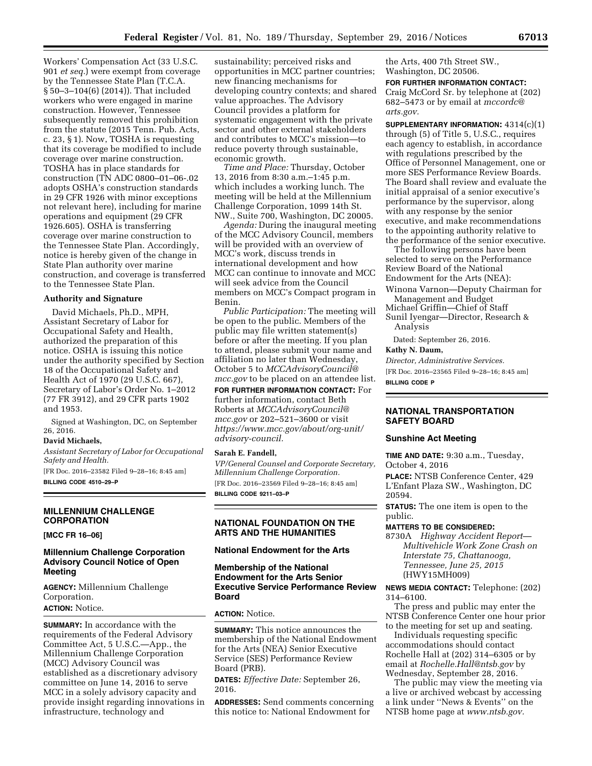Workers' Compensation Act (33 U.S.C. 901 *et seq.*) were exempt from coverage by the Tennessee State Plan (T.C.A. § 50–3–104(6) (2014)). That included workers who were engaged in marine construction. However, Tennessee subsequently removed this prohibition from the statute (2015 Tenn. Pub. Acts, c. 23, § 1). Now, TOSHA is requesting that its coverage be modified to include coverage over marine construction. TOSHA has in place standards for construction (TN ADC 0800–01–06-.02 adopts OSHA's construction standards in 29 CFR 1926 with minor exceptions not relevant here), including for marine operations and equipment (29 CFR 1926.605). OSHA is transferring coverage over marine construction to the Tennessee State Plan. Accordingly, notice is hereby given of the change in State Plan authority over marine construction, and coverage is transferred to the Tennessee State Plan.

### Authority and Signature

David Michaels, Ph.D., MPH, Assistant Secretary of Labor for Occupational Safety and Health, authorized the preparation of this notice. OSHA is issuing this notice under the authority specified by Section 18 of the Occupational Safety and Health Act of 1970 (29 U.S.C. 667), Secretary of Labor's Order No. 1–2012 (77 FR 3912), and 29 CFR parts 1902 and 1953.

Signed at Washington, DC, on September 26, 2016.

**David Michaels,**

*Assistant Secretary of Labor for Occupational Safety and Health.*

[FR Doc. 2016–23582 Filed 9–28–16; 8:45 am]

**BILLING CODE 4510–29–P**

## MILLENNIUM CHALLENGE CORPORATION

**[MCC FR 16–06]**

### Millennium Challenge Corporation Advisory Council Notice of Open Meeting

**AGENCY:** Millennium Challenge Corporation.

**ACTION:** Notice.

**SUMMARY:** In accordance with the requirements of the Federal Advisory Committee Act, 5 U.S.C.—App., the Millennium Challenge Corporation (MCC) Advisory Council was established as a discretionary advisory committee on June 14, 2016 to serve MCC in a solely advisory capacity and provide insight regarding innovations in infrastructure, technology and sustainability; perceived risks and opportunities in MCC partner countries; new financing mechanisms for developing country contexts; and shared value approaches. The Advisory Council provides a platform for systematic engagement with the private sector and other external stakeholders and contributes to MCC's mission—to reduce poverty through sustainable, economic growth.

*Time and Place:* Thursday, October 13, 2016 from 8:30 a.m.–1:45 p.m. which includes a working lunch. The meeting will be held at the Millennium Challenge Corporation, 1099 14th St. NW., Suite 700, Washington, DC 20005.

*Agenda:* During the inaugural meeting of the MCC Advisory Council, members will be provided with an overview of MCC's work, discuss trends in international development and how MCC can continue to innovate and MCC will seek advice from the Council members on MCC's Compact program in Benin.

*Public Participation:* The meeting will be open to the public. Members of the public may file written statement(s) before or after the meeting. If you plan to attend, please submit your name and affiliation no later than Wednesday, October 5 to *MCCAdvisoryCouncil@mcc.gov* to be placed on an attendee list.

**FOR FURTHER INFORMATION CONTACT:** For further information, contact Beth Roberts at *MCCAdvisoryCouncil@mcc.gov* or 202–521–3600 or visit *https://www.mcc.gov/about/org-unit/advisory-council.*

**Sarah E. Fandell,**

*VP/General Counsel and Corporate Secretary, Millennium Challenge Corporation.*

[FR Doc. 2016–23569 Filed 9–28–16; 8:45 am]

**BILLING CODE 9211–03–P**

## NATIONAL FOUNDATION ON THE ARTS AND THE HUMANITIES

### National Endowment for the Arts

### Membership of the National Endowment for the Arts Senior Executive Service Performance Review Board

**ACTION:** Notice.

**SUMMARY:** This notice announces the membership of the National Endowment for the Arts (NEA) Senior Executive Service (SES) Performance Review Board (PRB).

**DATES:** *Effective Date:* September 26, 2016.

**ADDRESSES:** Send comments concerning this notice to: National Endowment for the Arts, 400 7th Street SW., Washington, DC 20506.

**FOR FURTHER INFORMATION CONTACT:** Craig McCord Sr. by telephone at (202) 682–5473 or by email at *mccordc@arts.gov.*

**SUPPLEMENTARY INFORMATION:** 4314(c)(1) through (5) of Title 5, U.S.C., requires each agency to establish, in accordance with regulations prescribed by the Office of Personnel Management, one or more SES Performance Review Boards. The Board shall review and evaluate the initial appraisal of a senior executive's performance by the supervisor, along with any response by the senior executive, and make recommendations to the appointing authority relative to the performance of the senior executive.

The following persons have been selected to serve on the Performance Review Board of the National Endowment for the Arts (NEA):

- Winona Varnon—Deputy Chairman for Management and Budget
- Michael Griffin—Chief of Staff
- Sunil Iyengar—Director, Research & Analysis

Dated: September 26, 2016.

**Kathy N. Daum,**

*Director, Administrative Services.*

[FR Doc. 2016–23565 Filed 9–28–16; 8:45 am]

**BILLING CODE P**

## NATIONAL TRANSPORTATION SAFETY BOARD

### Sunshine Act Meeting

**TIME AND DATE:** 9:30 a.m., Tuesday, October 4, 2016

**PLACE:** NTSB Conference Center, 429 L'Enfant Plaza SW., Washington, DC 20594.

**STATUS:** The one item is open to the public.

**MATTERS TO BE CONSIDERED:**

8730A *Highway Accident Report—Multivehicle Work Zone Crash on Interstate 75, Chattanooga, Tennessee, June 25, 2015* (HWY15MH009)

**NEWS MEDIA CONTACT:** Telephone: (202) 314–6100.

The press and public may enter the NTSB Conference Center one hour prior to the meeting for set up and seating.

Individuals requesting specific accommodations should contact Rochelle Hall at (202) 314–6305 or by email at *Rochelle.Hall@ntsb.gov* by Wednesday, September 28, 2016.

The public may view the meeting via a live or archived webcast by accessing a link under ''News & Events'' on the NTSB home page at *www.ntsb.gov.*